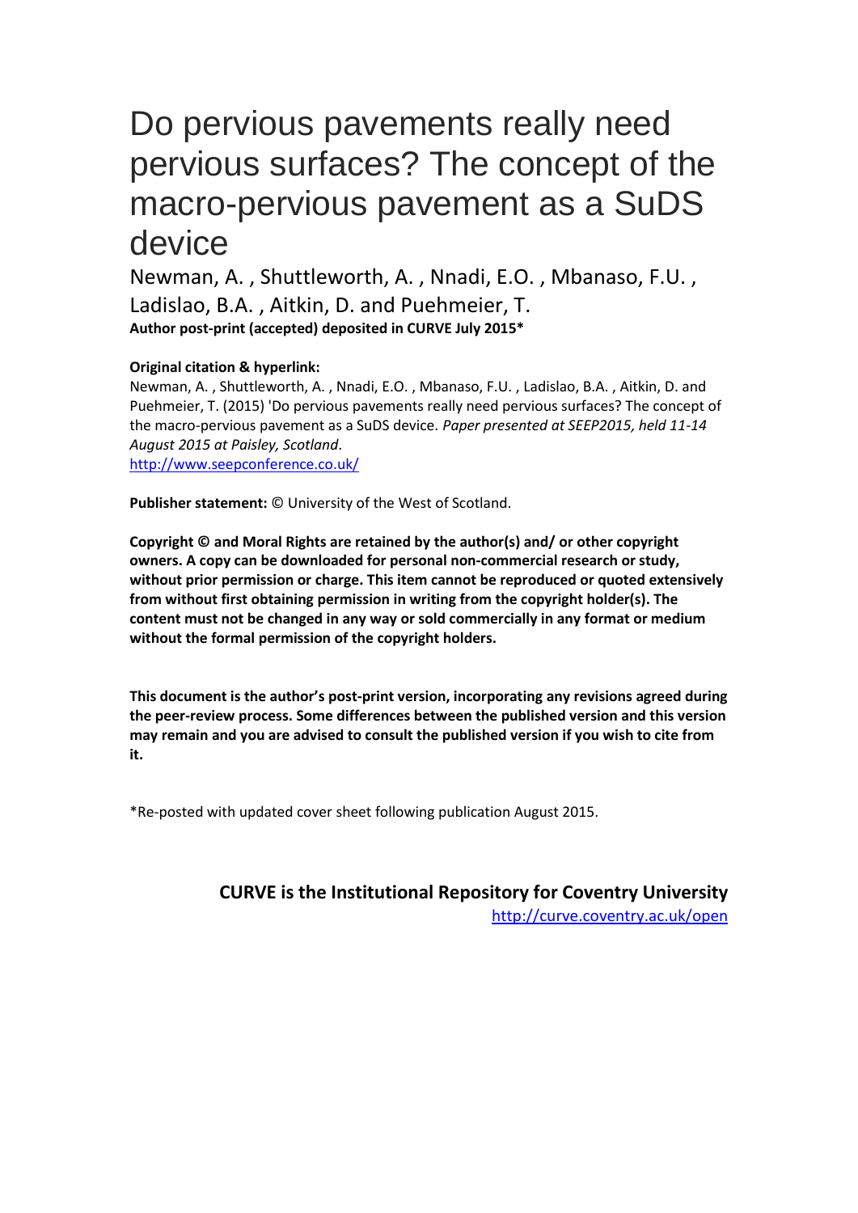# Do pervious pavements really need pervious surfaces? The concept of the macro-pervious pavement as a SuDS device

Newman, A. , Shuttleworth, A. , Nnadi, E.O. , Mbanaso, F.U. , Ladislao, B.A. , Aitkin, D. and Puehmeier, T.

**Author post-print (accepted) deposited in CURVE July 2015***

**Original citation & hyperlink:**

Newman, A. , Shuttleworth, A. , Nnadi, E.O. , Mbanaso, F.U. , Ladislao, B.A. , Aitkin, D. and Puehmeier, T. (2015) 'Do pervious pavements really need pervious surfaces? The concept of the macro-pervious pavement as a SuDS device. *Paper presented at SEEP2015, held 11-14 August 2015 at Paisley, Scotland*.

http://www.seepconference.co.uk/

**Publisher statement:** © University of the West of Scotland.

**Copyright © and Moral Rights are retained by the author(s) and/ or other copyright owners. A copy can be downloaded for personal non-commercial research or study, without prior permission or charge. This item cannot be reproduced or quoted extensively from without first obtaining permission in writing from the copyright holder(s). The content must not be changed in any way or sold commercially in any format or medium without the formal permission of the copyright holders.**

**This document is the author's post-print version, incorporating any revisions agreed during the peer-review process. Some differences between the published version and this version may remain and you are advised to consult the published version if you wish to cite from it.**

*Re-posted with updated cover sheet following publication August 2015.

**CURVE is the Institutional Repository for Coventry University**

http://curve.coventry.ac.uk/open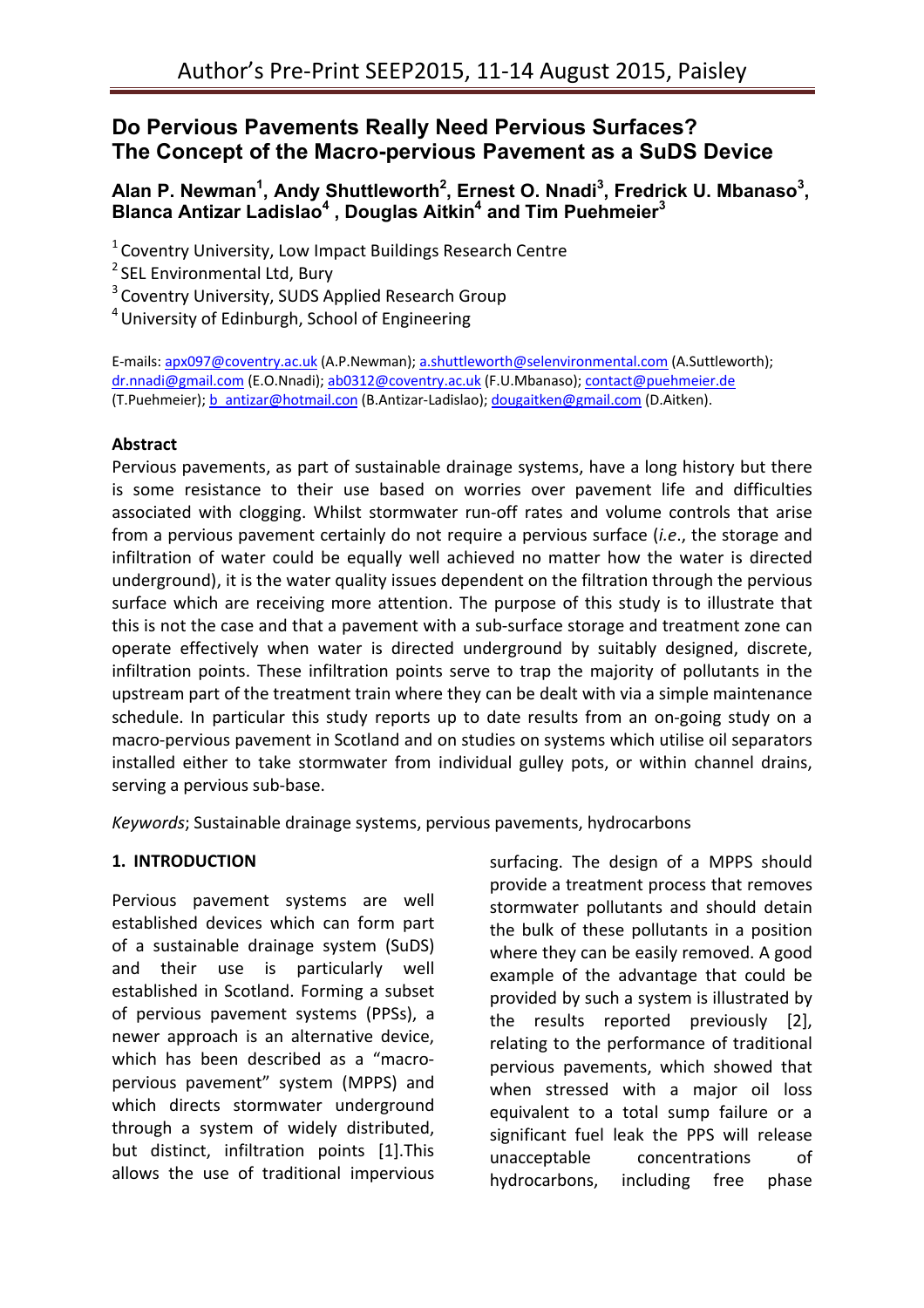# Do Pervious Pavements Really Need Pervious Surfaces? The Concept of the Macro-pervious Pavement as a SuDS Device

**Alan P. Newman[1], Andy Shuttleworth[2], Ernest O. Nnadi[3], Fredrick U. Mbanaso[3], Blanca Antizar Ladislao[4] , Douglas Aitkin[4] and Tim Puehmeier[3]**

[1] Coventry University, Low Impact Buildings Research Centre
[2] SEL Environmental Ltd, Bury
[3] Coventry University, SUDS Applied Research Group
[4] University of Edinburgh, School of Engineering

E-mails: apx097@coventry.ac.uk (A.P.Newman); a.shuttleworth@selenvironmental.com (A.Suttleworth); dr.nnadi@gmail.com (E.O.Nnadi); ab0312@coventry.ac.uk (F.U.Mbanaso); contact@puehmeier.de (T.Puehmeier); b_antizar@hotmail.con (B.Antizar-Ladislao); dougaitken@gmail.com (D.Aitken).

## Abstract

Pervious pavements, as part of sustainable drainage systems, have a long history but there is some resistance to their use based on worries over pavement life and difficulties associated with clogging. Whilst stormwater run-off rates and volume controls that arise from a pervious pavement certainly do not require a pervious surface (*i.e*., the storage and infiltration of water could be equally well achieved no matter how the water is directed underground), it is the water quality issues dependent on the filtration through the pervious surface which are receiving more attention. The purpose of this study is to illustrate that this is not the case and that a pavement with a sub-surface storage and treatment zone can operate effectively when water is directed underground by suitably designed, discrete, infiltration points. These infiltration points serve to trap the majority of pollutants in the upstream part of the treatment train where they can be dealt with via a simple maintenance schedule. In particular this study reports up to date results from an on-going study on a macro-pervious pavement in Scotland and on studies on systems which utilise oil separators installed either to take stormwater from individual gulley pots, or within channel drains, serving a pervious sub-base.

*Keywords*; Sustainable drainage systems, pervious pavements, hydrocarbons

## 1. INTRODUCTION

Pervious pavement systems are well established devices which can form part of a sustainable drainage system (SuDS) and their use is particularly well established in Scotland. Forming a subset of pervious pavement systems (PPSs), a newer approach is an alternative device, which has been described as a "macro-pervious pavement" system (MPPS) and which directs stormwater underground through a system of widely distributed, but distinct, infiltration points [1].This allows the use of traditional impervious surfacing. The design of a MPPS should provide a treatment process that removes stormwater pollutants and should detain the bulk of these pollutants in a position where they can be easily removed. A good example of the advantage that could be provided by such a system is illustrated by the results reported previously [2], relating to the performance of traditional pervious pavements, which showed that when stressed with a major oil loss equivalent to a total sump failure or a significant fuel leak the PPS will release unacceptable concentrations of hydrocarbons, including free phase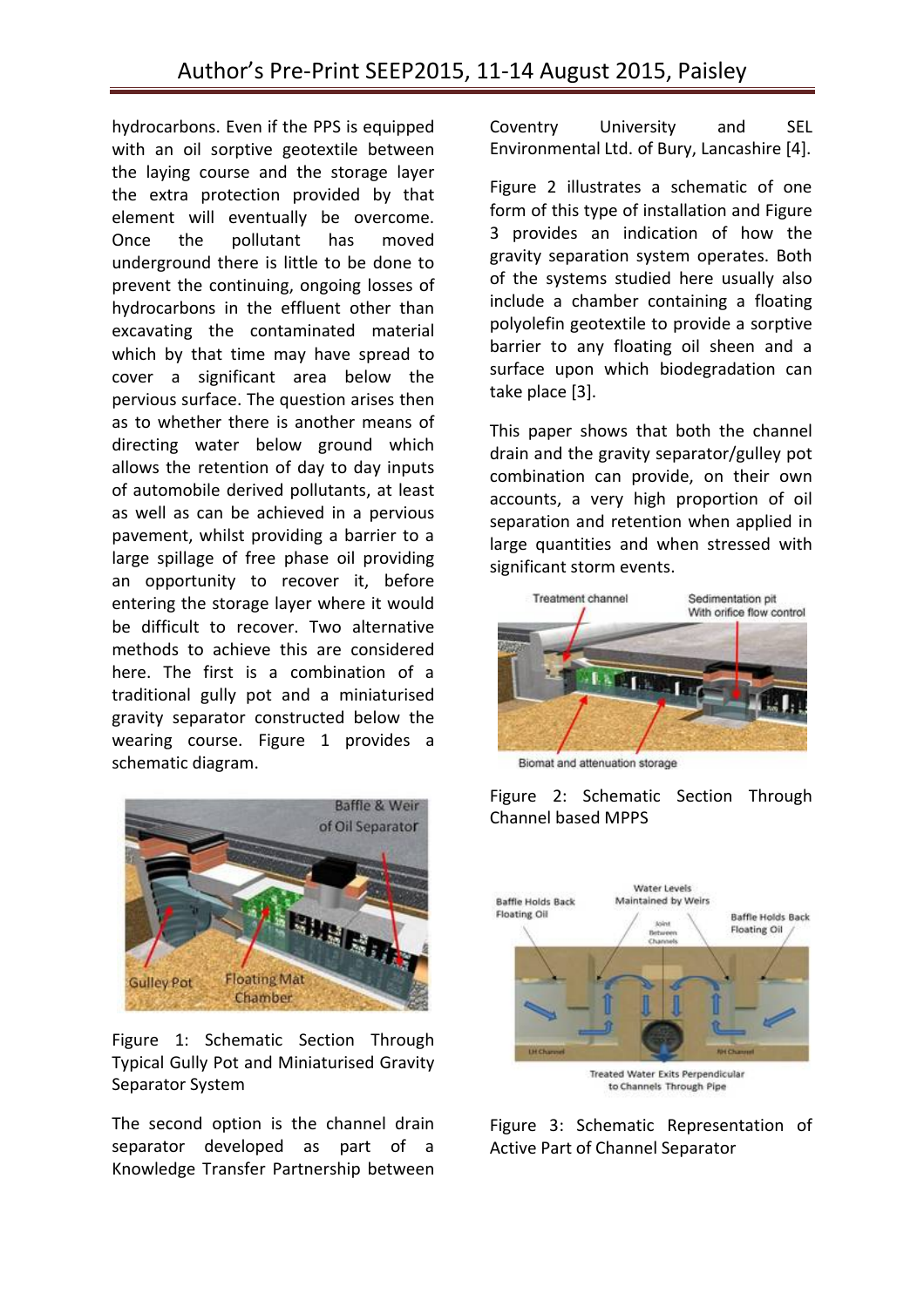hydrocarbons. Even if the PPS is equipped with an oil sorptive geotextile between the laying course and the storage layer the extra protection provided by that element will eventually be overcome. Once the pollutant has moved underground there is little to be done to prevent the continuing, ongoing losses of hydrocarbons in the effluent other than excavating the contaminated material which by that time may have spread to cover a significant area below the pervious surface. The question arises then as to whether there is another means of directing water below ground which allows the retention of day to day inputs of automobile derived pollutants, at least as well as can be achieved in a pervious pavement, whilst providing a barrier to a large spillage of free phase oil providing an opportunity to recover it, before entering the storage layer where it would be difficult to recover. Two alternative methods to achieve this are considered here. The first is a combination of a traditional gully pot and a miniaturised gravity separator constructed below the wearing course. Figure 1 provides a schematic diagram.

Figure 1: Schematic Section Through Typical Gully Pot and Miniaturised Gravity Separator System

The second option is the channel drain separator developed as part of a Knowledge Transfer Partnership between Coventry University and SEL Environmental Ltd. of Bury, Lancashire [4].

Figure 2 illustrates a schematic of one form of this type of installation and Figure 3 provides an indication of how the gravity separation system operates. Both of the systems studied here usually also include a chamber containing a floating polyolefin geotextile to provide a sorptive barrier to any floating oil sheen and a surface upon which biodegradation can take place [3].

This paper shows that both the channel drain and the gravity separator/gulley pot combination can provide, on their own accounts, a very high proportion of oil separation and retention when applied in large quantities and when stressed with significant storm events.

Figure 2: Schematic Section Through Channel based MPPS

Figure 3: Schematic Representation of Active Part of Channel Separator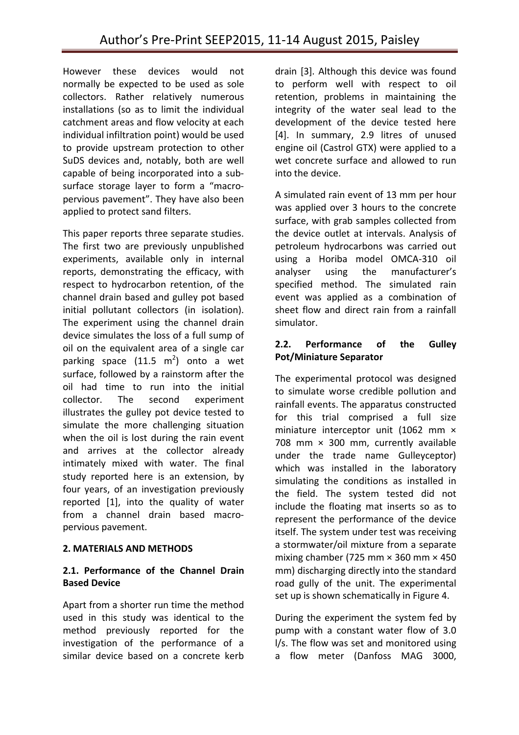However these devices would not normally be expected to be used as sole collectors. Rather relatively numerous installations (so as to limit the individual catchment areas and flow velocity at each individual infiltration point) would be used to provide upstream protection to other SuDS devices and, notably, both are well capable of being incorporated into a sub-surface storage layer to form a "macro-pervious pavement". They have also been applied to protect sand filters.

This paper reports three separate studies. The first two are previously unpublished experiments, available only in internal reports, demonstrating the efficacy, with respect to hydrocarbon retention, of the channel drain based and gulley pot based initial pollutant collectors (in isolation). The experiment using the channel drain device simulates the loss of a full sump of oil on the equivalent area of a single car parking space (11.5 $m^2$) onto a wet surface, followed by a rainstorm after the oil had time to run into the initial collector. The second experiment illustrates the gulley pot device tested to simulate the more challenging situation when the oil is lost during the rain event and arrives at the collector already intimately mixed with water. The final study reported here is an extension, by four years, of an investigation previously reported [1], into the quality of water from a channel drain based macro-pervious pavement.

## 2. MATERIALS AND METHODS

### 2.1. Performance of the Channel Drain Based Device

Apart from a shorter run time the method used in this study was identical to the method previously reported for the investigation of the performance of a similar device based on a concrete kerb drain [3]. Although this device was found to perform well with respect to oil retention, problems in maintaining the integrity of the water seal lead to the development of the device tested here [4]. In summary, 2.9 litres of unused engine oil (Castrol GTX) were applied to a wet concrete surface and allowed to run into the device.

A simulated rain event of 13 mm per hour was applied over 3 hours to the concrete surface, with grab samples collected from the device outlet at intervals. Analysis of petroleum hydrocarbons was carried out using a Horiba model OMCA-310 oil analyser using the manufacturer's specified method. The simulated rain event was applied as a combination of sheet flow and direct rain from a rainfall simulator.

### 2.2. Performance of the Gulley Pot/Miniature Separator

The experimental protocol was designed to simulate worse credible pollution and rainfall events. The apparatus constructed for this trial comprised a full size miniature interceptor unit (1062 mm × 708 mm × 300 mm, currently available under the trade name Gulleyceptor) which was installed in the laboratory simulating the conditions as installed in the field. The system tested did not include the floating mat inserts so as to represent the performance of the device itself. The system under test was receiving a stormwater/oil mixture from a separate mixing chamber (725 mm × 360 mm × 450 mm) discharging directly into the standard road gully of the unit. The experimental set up is shown schematically in Figure 4.

During the experiment the system fed by pump with a constant water flow of 3.0 l/s. The flow was set and monitored using a flow meter (Danfoss MAG 3000,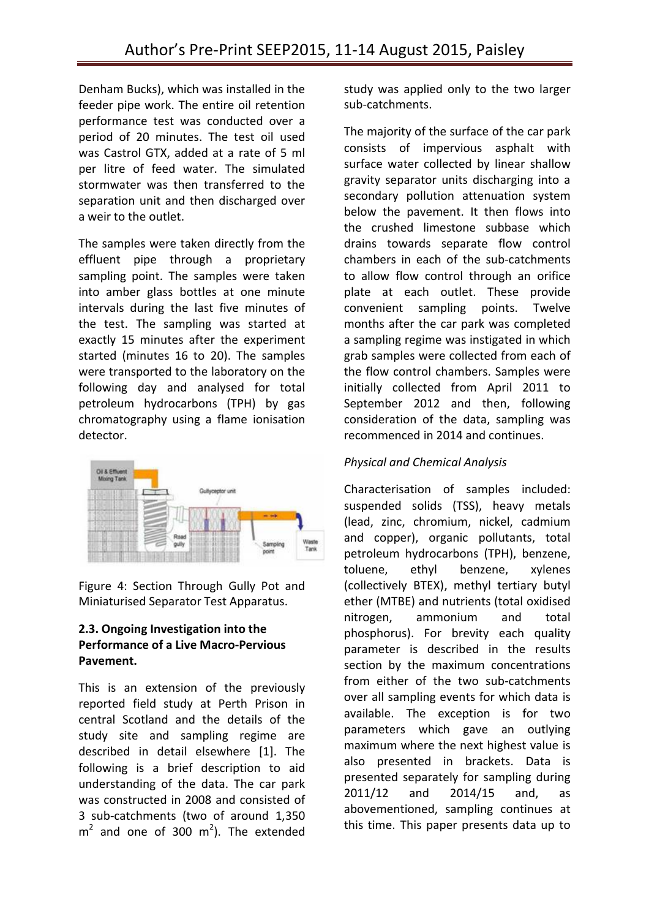Denham Bucks), which was installed in the feeder pipe work. The entire oil retention performance test was conducted over a period of 20 minutes. The test oil used was Castrol GTX, added at a rate of 5 ml per litre of feed water. The simulated stormwater was then transferred to the separation unit and then discharged over a weir to the outlet.

The samples were taken directly from the effluent pipe through a proprietary sampling point. The samples were taken into amber glass bottles at one minute intervals during the last five minutes of the test. The sampling was started at exactly 15 minutes after the experiment started (minutes 16 to 20). The samples were transported to the laboratory on the following day and analysed for total petroleum hydrocarbons (TPH) by gas chromatography using a flame ionisation detector.

Figure 4: Section Through Gully Pot and Miniaturised Separator Test Apparatus.

### 2.3. Ongoing Investigation into the Performance of a Live Macro-Pervious Pavement.

This is an extension of the previously reported field study at Perth Prison in central Scotland and the details of the study site and sampling regime are described in detail elsewhere [1]. The following is a brief description to aid understanding of the data. The car park was constructed in 2008 and consisted of 3 sub-catchments (two of around 1,350 $m^2$ and one of 300 $m^2$). The extended study was applied only to the two larger sub-catchments.

The majority of the surface of the car park consists of impervious asphalt with surface water collected by linear shallow gravity separator units discharging into a secondary pollution attenuation system below the pavement. It then flows into the crushed limestone subbase which drains towards separate flow control chambers in each of the sub-catchments to allow flow control through an orifice plate at each outlet. These provide convenient sampling points. Twelve months after the car park was completed a sampling regime was instigated in which grab samples were collected from each of the flow control chambers. Samples were initially collected from April 2011 to September 2012 and then, following consideration of the data, sampling was recommenced in 2014 and continues.

*Physical and Chemical Analysis*

Characterisation of samples included: suspended solids (TSS), heavy metals (lead, zinc, chromium, nickel, cadmium and copper), organic pollutants, total petroleum hydrocarbons (TPH), benzene, toluene, ethyl benzene, xylenes (collectively BTEX), methyl tertiary butyl ether (MTBE) and nutrients (total oxidised nitrogen, ammonium and total phosphorus). For brevity each quality parameter is described in the results section by the maximum concentrations from either of the two sub-catchments over all sampling events for which data is available. The exception is for two parameters which gave an outlying maximum where the next highest value is also presented in brackets. Data is presented separately for sampling during 2011/12 and 2014/15 and, as abovementioned, sampling continues at this time. This paper presents data up to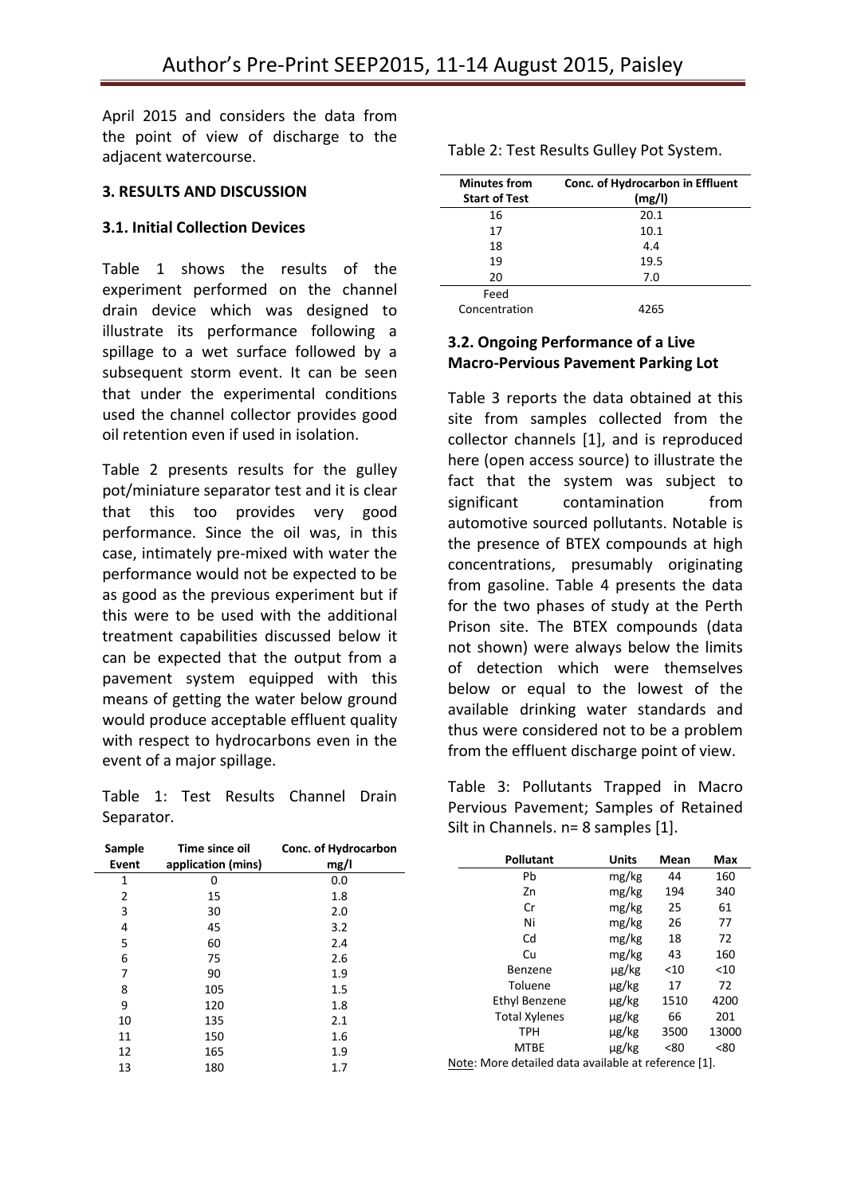April 2015 and considers the data from the point of view of discharge to the adjacent watercourse.

## 3. RESULTS AND DISCUSSION

### 3.1. Initial Collection Devices

Table 1 shows the results of the experiment performed on the channel drain device which was designed to illustrate its performance following a spillage to a wet surface followed by a subsequent storm event. It can be seen that under the experimental conditions used the channel collector provides good oil retention even if used in isolation.

Table 2 presents results for the gulley pot/miniature separator test and it is clear that this too provides very good performance. Since the oil was, in this case, intimately pre-mixed with water the performance would not be expected to be as good as the previous experiment but if this were to be used with the additional treatment capabilities discussed below it can be expected that the output from a pavement system equipped with this means of getting the water below ground would produce acceptable effluent quality with respect to hydrocarbons even in the event of a major spillage.

Table 1: Test Results Channel Drain Separator.

| Sample Event | Time since oil application (mins) | Conc. of Hydrocarbon mg/l |
|---|---|---|
| 1 | 0 | 0.0 |
| 2 | 15 | 1.8 |
| 3 | 30 | 2.0 |
| 4 | 45 | 3.2 |
| 5 | 60 | 2.4 |
| 6 | 75 | 2.6 |
| 7 | 90 | 1.9 |
| 8 | 105 | 1.5 |
| 9 | 120 | 1.8 |
| 10 | 135 | 2.1 |
| 11 | 150 | 1.6 |
| 12 | 165 | 1.9 |
| 13 | 180 | 1.7 |

Table 2: Test Results Gulley Pot System.

| Minutes from Start of Test | Conc. of Hydrocarbon in Effluent (mg/l) |
|---|---|
| 16 | 20.1 |
| 17 | 10.1 |
| 18 | 4.4 |
| 19 | 19.5 |
| 20 | 7.0 |
| Feed Concentration | 4265 |

### 3.2. Ongoing Performance of a Live Macro-Pervious Pavement Parking Lot

Table 3 reports the data obtained at this site from samples collected from the collector channels [1], and is reproduced here (open access source) to illustrate the fact that the system was subject to significant contamination from automotive sourced pollutants. Notable is the presence of BTEX compounds at high concentrations, presumably originating from gasoline. Table 4 presents the data for the two phases of study at the Perth Prison site. The BTEX compounds (data not shown) were always below the limits of detection which were themselves below or equal to the lowest of the available drinking water standards and thus were considered not to be a problem from the effluent discharge point of view.

Table 3: Pollutants Trapped in Macro Pervious Pavement; Samples of Retained Silt in Channels. n= 8 samples [1].

| Pollutant | Units | Mean | Max |
|---|---|---|---|
| Pb | mg/kg | 44 | 160 |
| Zn | mg/kg | 194 | 340 |
| Cr | mg/kg | 25 | 61 |
| Ni | mg/kg | 26 | 77 |
| Cd | mg/kg | 18 | 72 |
| Cu | mg/kg | 43 | 160 |
| Benzene | µg/kg | <10 | <10 |
| Toluene | µg/kg | 17 | 72 |
| Ethyl Benzene | µg/kg | 1510 | 4200 |
| Total Xylenes | µg/kg | 66 | 201 |
| TPH | µg/kg | 3500 | 13000 |
| MTBE | µg/kg | <80 | <80 |

Note: More detailed data available at reference [1].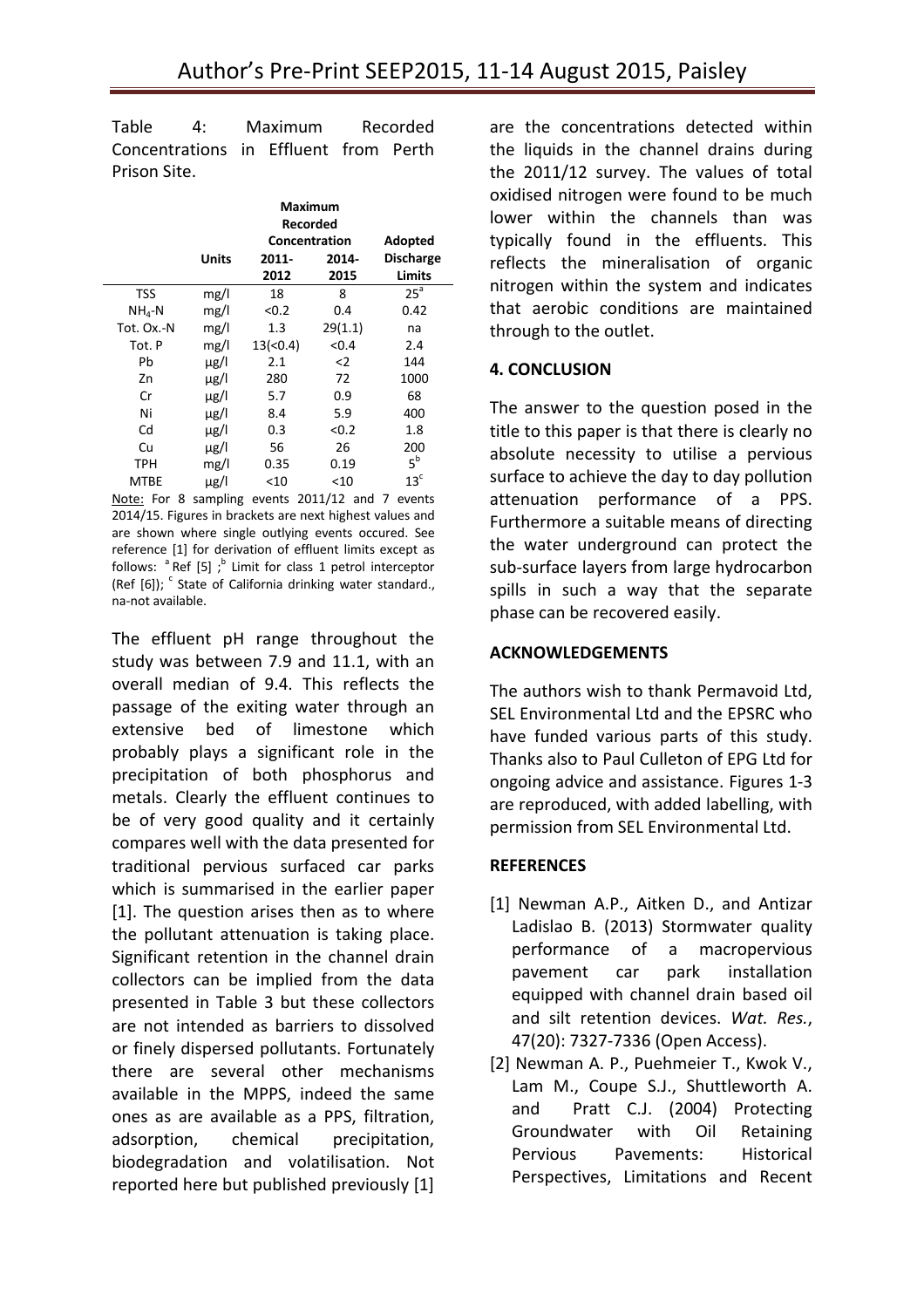Table 4: Maximum Recorded Concentrations in Effluent from Perth Prison Site.

| | Units | Maximum Recorded Concentration 2011-2012 | 2014-2015 | Adopted Discharge Limits |
|---|---|---|---|---|
| TSS | mg/l | 18 | 8 | 25[a] |
| $NH_4$-N | mg/l | <0.2 | 0.4 | 0.42 |
| Tot. Ox.-N | mg/l | 1.3 | 29(1.1) | na |
| Tot. P | mg/l | 13(<0.4) | <0.4 | 2.4 |
| Pb | µg/l | 2.1 | <2 | 144 |
| Zn | µg/l | 280 | 72 | 1000 |
| Cr | µg/l | 5.7 | 0.9 | 68 |
| Ni | µg/l | 8.4 | 5.9 | 400 |
| Cd | µg/l | 0.3 | <0.2 | 1.8 |
| Cu | µg/l | 56 | 26 | 200 |
| TPH | mg/l | 0.35 | 0.19 | 5[b] |
| MTBE | µg/l | <10 | <10 | 13[c] |

Note: For 8 sampling events 2011/12 and 7 events 2014/15. Figures in brackets are next highest values and are shown where single outlying events occured. See reference [1] for derivation of effluent limits except as follows: [a] Ref [5] ; [b] Limit for class 1 petrol interceptor (Ref [6]); [c] State of California drinking water standard., na-not available.

The effluent pH range throughout the study was between 7.9 and 11.1, with an overall median of 9.4. This reflects the passage of the exiting water through an extensive bed of limestone which probably plays a significant role in the precipitation of both phosphorus and metals. Clearly the effluent continues to be of very good quality and it certainly compares well with the data presented for traditional pervious surfaced car parks which is summarised in the earlier paper [1]. The question arises then as to where the pollutant attenuation is taking place. Significant retention in the channel drain collectors can be implied from the data presented in Table 3 but these collectors are not intended as barriers to dissolved or finely dispersed pollutants. Fortunately there are several other mechanisms available in the MPPS, indeed the same ones as are available as a PPS, filtration, adsorption, chemical precipitation, biodegradation and volatilisation. Not reported here but published previously [1] are the concentrations detected within the liquids in the channel drains during the 2011/12 survey. The values of total oxidised nitrogen were found to be much lower within the channels than was typically found in the effluents. This reflects the mineralisation of organic nitrogen within the system and indicates that aerobic conditions are maintained through to the outlet.

## 4. CONCLUSION

The answer to the question posed in the title to this paper is that there is clearly no absolute necessity to utilise a pervious surface to achieve the day to day pollution attenuation performance of a PPS. Furthermore a suitable means of directing the water underground can protect the sub-surface layers from large hydrocarbon spills in such a way that the separate phase can be recovered easily.

## ACKNOWLEDGEMENTS

The authors wish to thank Permavoid Ltd, SEL Environmental Ltd and the EPSRC who have funded various parts of this study. Thanks also to Paul Culleton of EPG Ltd for ongoing advice and assistance. Figures 1-3 are reproduced, with added labelling, with permission from SEL Environmental Ltd.

## REFERENCES

[1] Newman A.P., Aitken D., and Antizar Ladislao B. (2013) Stormwater quality performance of a macropervious pavement car park installation equipped with channel drain based oil and silt retention devices. *Wat. Res.*, 47(20): 7327-7336 (Open Access).

[2] Newman A. P., Puehmeier T., Kwok V., Lam M., Coupe S.J., Shuttleworth A. and Pratt C.J. (2004) Protecting Groundwater with Oil Retaining Pervious Pavements: Historical Perspectives, Limitations and Recent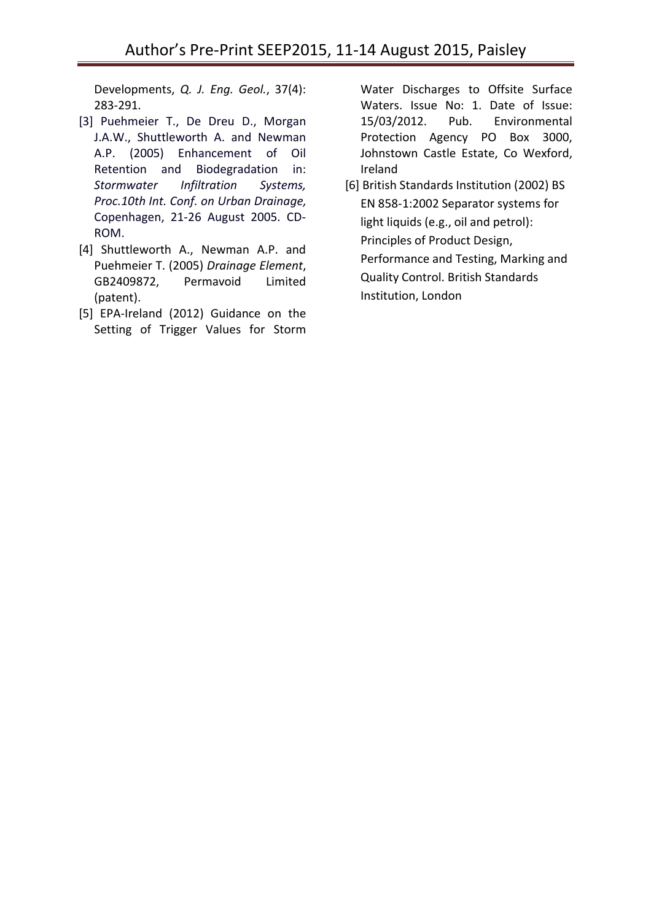Developments, *Q. J. Eng. Geol.*, 37(4): 283-291.

[3] Puehmeier T., De Dreu D., Morgan J.A.W., Shuttleworth A. and Newman A.P. (2005) Enhancement of Oil Retention and Biodegradation in: *Stormwater Infiltration Systems, Proc.10th Int. Conf. on Urban Drainage,* Copenhagen, 21-26 August 2005. CD-ROM.

[4] Shuttleworth A., Newman A.P. and Puehmeier T. (2005) *Drainage Element*, GB2409872, Permavoid Limited (patent).

[5] EPA-Ireland (2012) Guidance on the Setting of Trigger Values for Storm Water Discharges to Offsite Surface Waters. Issue No: 1. Date of Issue: 15/03/2012. Pub. Environmental Protection Agency PO Box 3000, Johnstown Castle Estate, Co Wexford, Ireland

[6] British Standards Institution (2002) BS EN 858-1:2002 Separator systems for light liquids (e.g., oil and petrol): Principles of Product Design, Performance and Testing, Marking and Quality Control. British Standards Institution, London